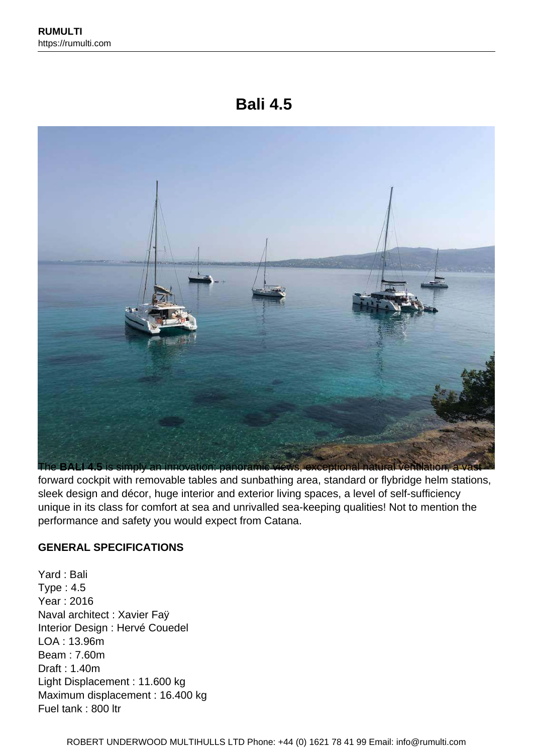# Bali 4.5

The **BALI 4.5** is simply an innovation: panoramic views, exceptional natural ventilation, a vast forward cockpit with removable tables and sunbathing area, standard or flybridge helm stations, sleek design and décor, huge interior and exterior living spaces, a level of self-sufficiency unique in its class for comfort at sea and unrivalled sea-keeping qualities! Not to mention the performance and safety you would expect from Catana.

**GENERAL SPECIFICATIONS**

Yard : Bali
Type : 4.5
Year : 2016
Naval architect : Xavier Faÿ
Interior Design : Hervé Couedel
LOA : 13.96m
Beam : 7.60m
Draft : 1.40m
Light Displacement : 11.600 kg
Maximum displacement : 16.400 kg
Fuel tank : 800 ltr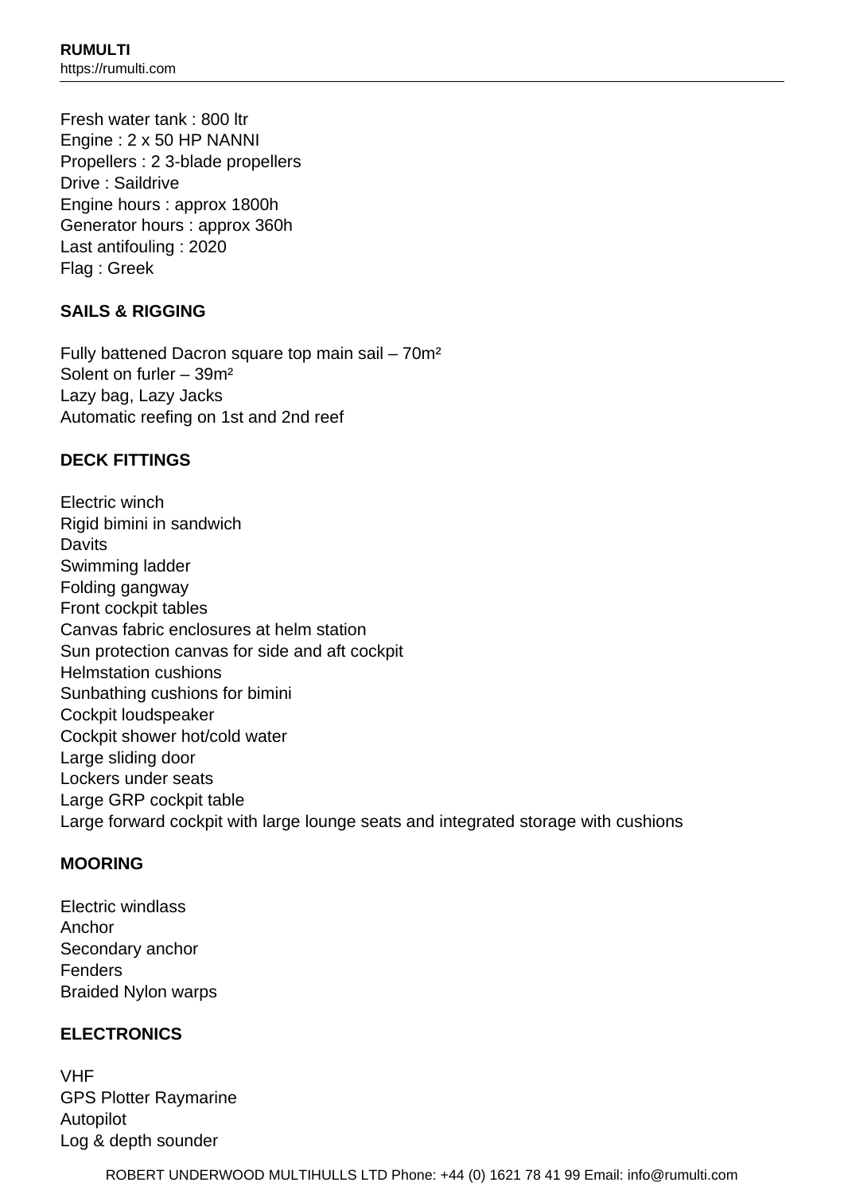Fresh water tank : 800 ltr
Engine : 2 x 50 HP NANNI
Propellers : 2 3-blade propellers
Drive : Saildrive
Engine hours : approx 1800h
Generator hours : approx 360h
Last antifouling : 2020
Flag : Greek

**SAILS & RIGGING**

Fully battened Dacron square top main sail – 70m²
Solent on furler – 39m²
Lazy bag, Lazy Jacks
Automatic reefing on 1st and 2nd reef

**DECK FITTINGS**

Electric winch
Rigid bimini in sandwich
Davits
Swimming ladder
Folding gangway
Front cockpit tables
Canvas fabric enclosures at helm station
Sun protection canvas for side and aft cockpit
Helmstation cushions
Sunbathing cushions for bimini
Cockpit loudspeaker
Cockpit shower hot/cold water
Large sliding door
Lockers under seats
Large GRP cockpit table
Large forward cockpit with large lounge seats and integrated storage with cushions

**MOORING**

Electric windlass
Anchor
Secondary anchor
Fenders
Braided Nylon warps

**ELECTRONICS**

VHF
GPS Plotter Raymarine
Autopilot
Log & depth sounder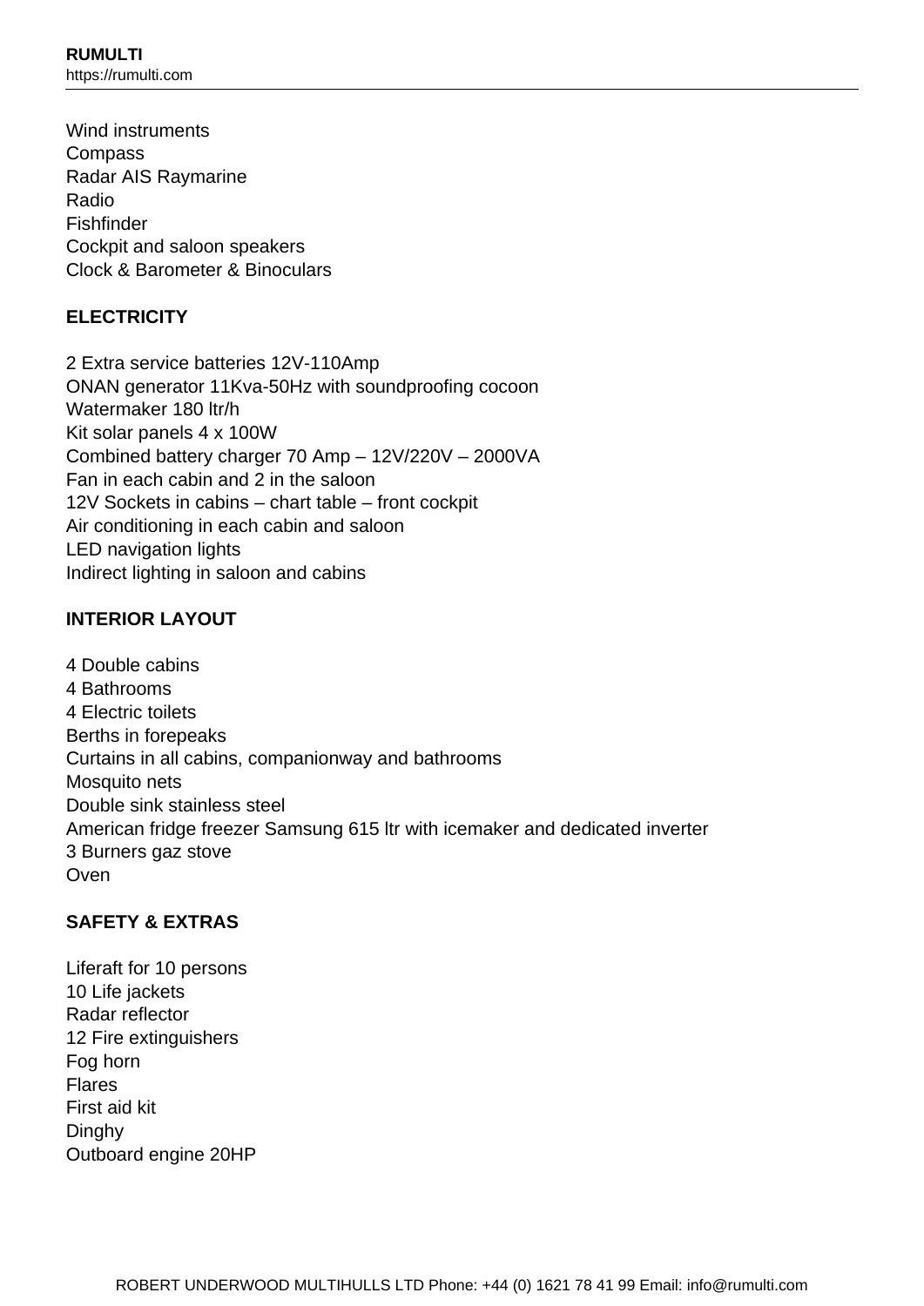Wind instruments
Compass
Radar AIS Raymarine
Radio
Fishfinder
Cockpit and saloon speakers
Clock & Barometer & Binoculars

## ELECTRICITY

2 Extra service batteries 12V-110Amp
ONAN generator 11Kva-50Hz with soundproofing cocoon
Watermaker 180 ltr/h
Kit solar panels 4 x 100W
Combined battery charger 70 Amp – 12V/220V – 2000VA
Fan in each cabin and 2 in the saloon
12V Sockets in cabins – chart table – front cockpit
Air conditioning in each cabin and saloon
LED navigation lights
Indirect lighting in saloon and cabins

## INTERIOR LAYOUT

4 Double cabins
4 Bathrooms
4 Electric toilets
Berths in forepeaks
Curtains in all cabins, companionway and bathrooms
Mosquito nets
Double sink stainless steel
American fridge freezer Samsung 615 ltr with icemaker and dedicated inverter
3 Burners gaz stove
Oven

## SAFETY & EXTRAS

Liferaft for 10 persons
10 Life jackets
Radar reflector
12 Fire extinguishers
Fog horn
Flares
First aid kit
Dinghy
Outboard engine 20HP